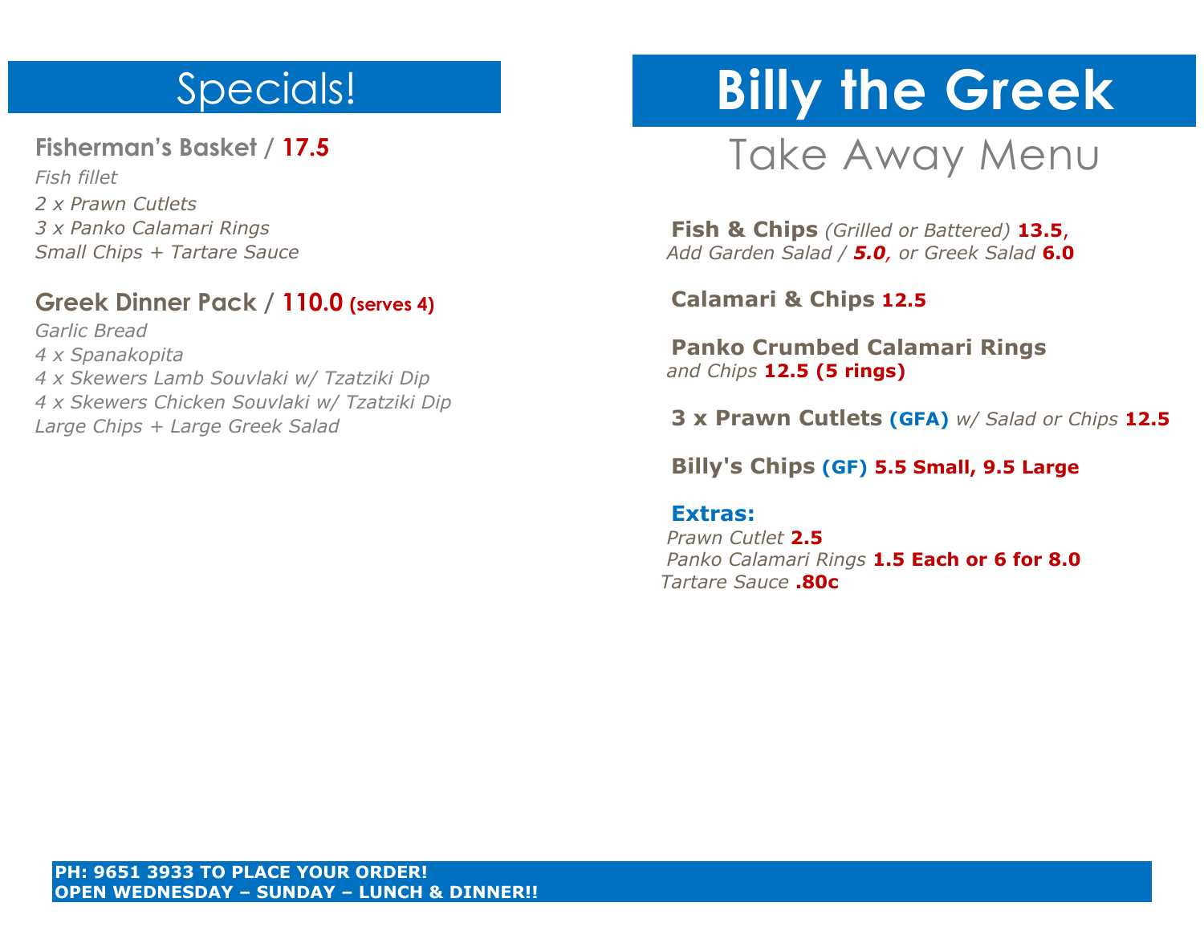# Specials!

**Fisherman's Basket / 17.5**

*Fish fillet*
*2 x Prawn Cutlets*
*3 x Panko Calamari Rings*
*Small Chips + Tartare Sauce*

**Greek Dinner Pack / 110.0 (serves 4)**

*Garlic Bread*
*4 x Spanakopita*
*4 x Skewers Lamb Souvlaki w/ Tzatziki Dip*
*4 x Skewers Chicken Souvlaki w/ Tzatziki Dip*
*Large Chips + Large Greek Salad*

# Billy the Greek

## Take Away Menu

**Fish & Chips** *(Grilled or Battered)* **13.5**,
*Add Garden Salad /* ***5.0****, or Greek Salad* **6.0**

**Calamari & Chips 12.5**

**Panko Crumbed Calamari Rings**
*and Chips* **12.5 (5 rings)**

**3 x Prawn Cutlets (GFA)** *w/ Salad or Chips* **12.5**

**Billy's Chips (GF) 5.5 Small, 9.5 Large**

**Extras:**
*Prawn Cutlet* **2.5**
*Panko Calamari Rings* **1.5 Each or 6 for 8.0**
*Tartare Sauce* **.80c**

**PH: 9651 3933 TO PLACE YOUR ORDER!**
**OPEN WEDNESDAY – SUNDAY – LUNCH & DINNER!!**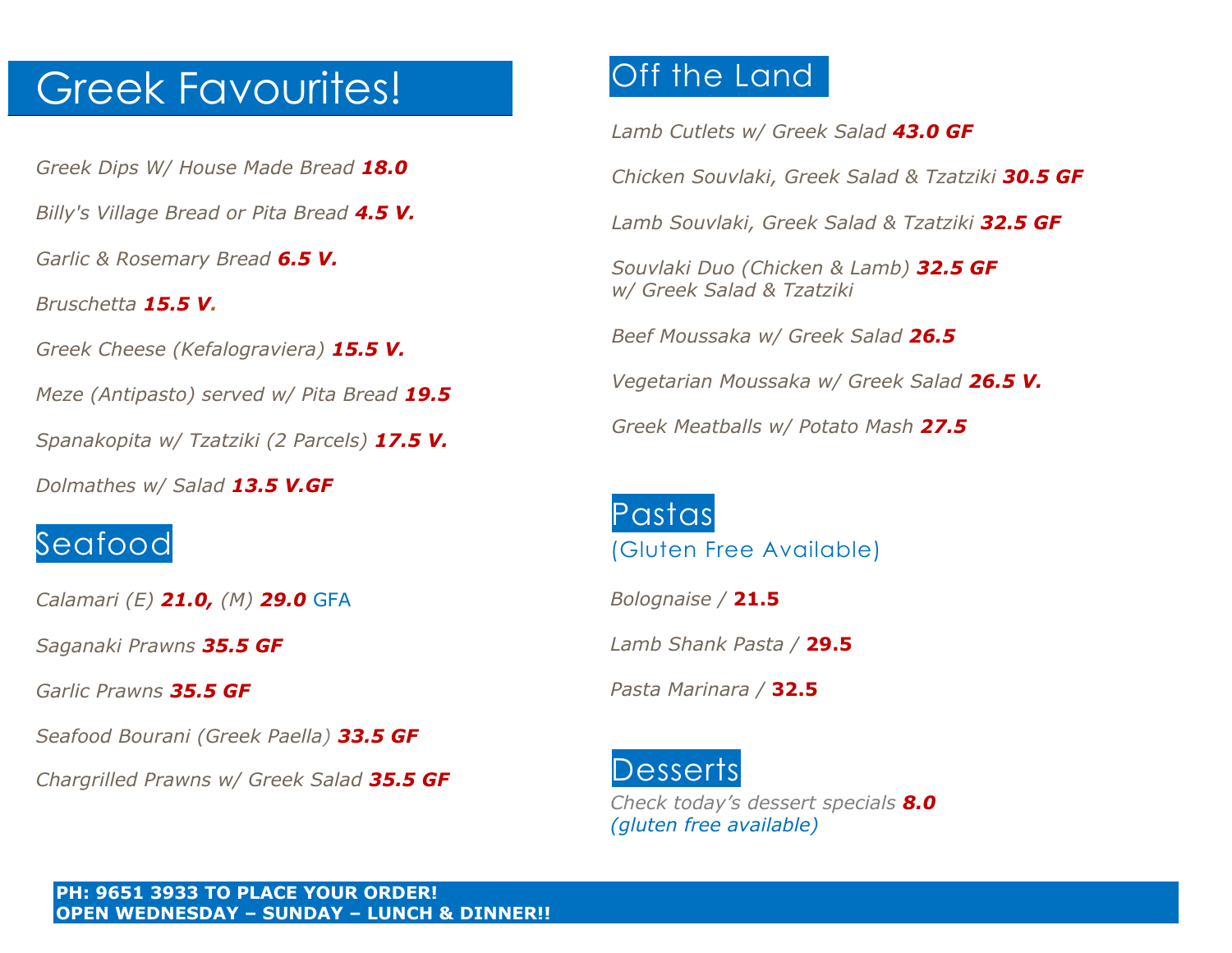# Greek Favourites!

*Greek Dips W/ House Made Bread* ***18.0***

*Billy's Village Bread or Pita Bread* ***4.5 V.***

*Garlic & Rosemary Bread* ***6.5 V.***

*Bruschetta* ***15.5 V.***

*Greek Cheese (Kefalograviera)* ***15.5 V.***

*Meze (Antipasto) served w/ Pita Bread* ***19.5***

*Spanakopita w/ Tzatziki (2 Parcels)* ***17.5 V.***

*Dolmathes w/ Salad* ***13.5 V.GF***

## Seafood

*Calamari (E)* ***21.0,*** *(M)* ***29.0*** GFA

*Saganaki Prawns* ***35.5 GF***

*Garlic Prawns* ***35.5 GF***

*Seafood Bourani (Greek Paella)* ***33.5 GF***

*Chargrilled Prawns w/ Greek Salad* ***35.5 GF***

## Off the Land

*Lamb Cutlets w/ Greek Salad* ***43.0 GF***

*Chicken Souvlaki, Greek Salad & Tzatziki* ***30.5 GF***

*Lamb Souvlaki, Greek Salad & Tzatziki* ***32.5 GF***

*Souvlaki Duo (Chicken & Lamb)* ***32.5 GF***
*w/ Greek Salad & Tzatziki*

*Beef Moussaka w/ Greek Salad* ***26.5***

*Vegetarian Moussaka w/ Greek Salad* ***26.5 V.***

*Greek Meatballs w/ Potato Mash* ***27.5***

## Pastas

(Gluten Free Available)

*Bolognaise /* **21.5**

*Lamb Shank Pasta /* **29.5**

*Pasta Marinara /* **32.5**

## Desserts

*Check today's dessert specials* ***8.0***
*(gluten free available)*

**PH: 9651 3933 TO PLACE YOUR ORDER!**
**OPEN WEDNESDAY – SUNDAY – LUNCH & DINNER!!**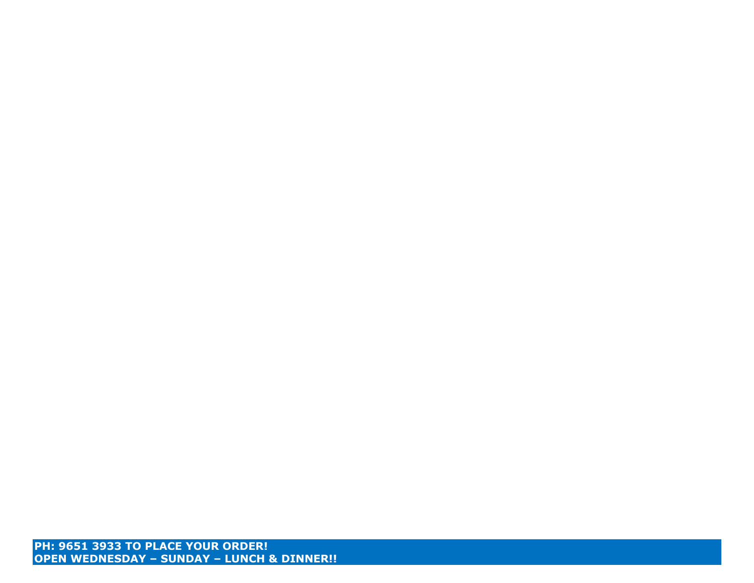**PH: 9651 3933 TO PLACE YOUR ORDER!**
**OPEN WEDNESDAY – SUNDAY – LUNCH & DINNER!!**